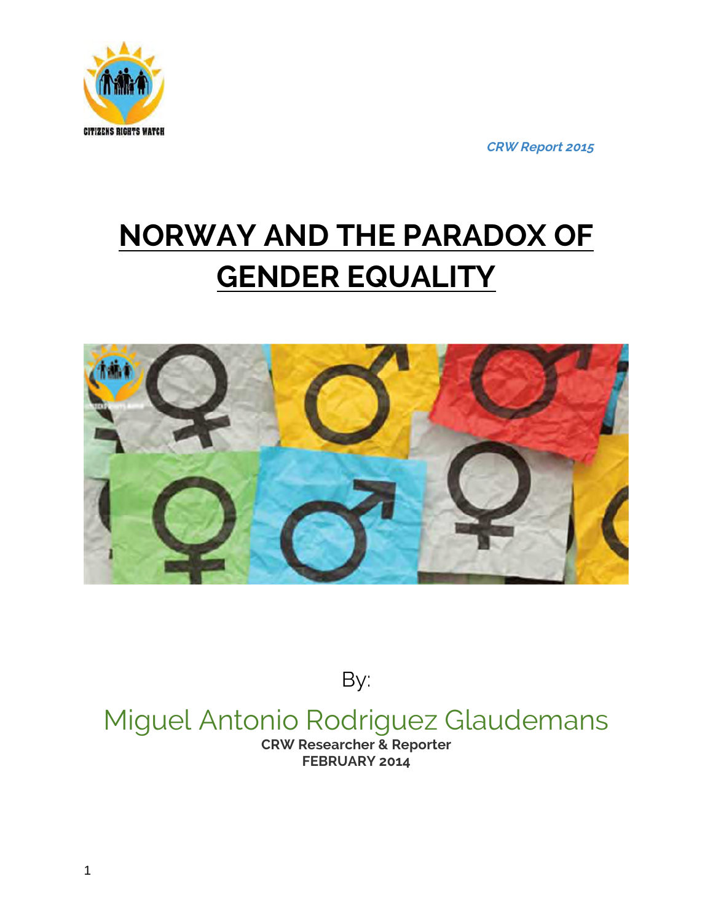CITIZENS RIGHTS WATCH

*CRW Report 2015*

# NORWAY AND THE PARADOX OF GENDER EQUALITY

By:

Miguel Antonio Rodriguez Glaudemans

**CRW Researcher & Reporter**

**FEBRUARY 2014**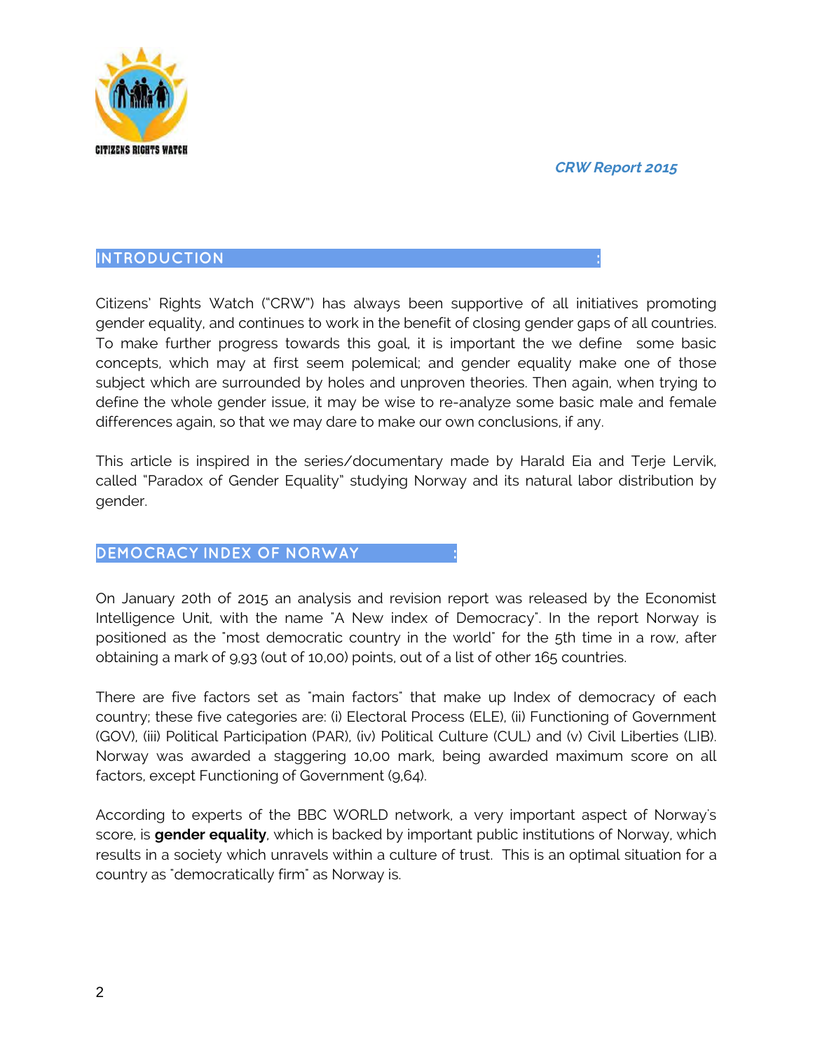## INTRODUCTION

Citizens' Rights Watch ("CRW") has always been supportive of all initiatives promoting gender equality, and continues to work in the benefit of closing gender gaps of all countries. To make further progress towards this goal, it is important the we define some basic concepts, which may at first seem polemical; and gender equality make one of those subject which are surrounded by holes and unproven theories. Then again, when trying to define the whole gender issue, it may be wise to re-analyze some basic male and female differences again, so that we may dare to make our own conclusions, if any.

This article is inspired in the series/documentary made by Harald Eia and Terje Lervik, called "Paradox of Gender Equality" studying Norway and its natural labor distribution by gender.

## DEMOCRACY INDEX OF NORWAY

On January 20th of 2015 an analysis and revision report was released by the Economist Intelligence Unit, with the name "A New index of Democracy". In the report Norway is positioned as the "most democratic country in the world" for the 5th time in a row, after obtaining a mark of 9,93 (out of 10,00) points, out of a list of other 165 countries.

There are five factors set as "main factors" that make up Index of democracy of each country; these five categories are: (i) Electoral Process (ELE), (ii) Functioning of Government (GOV), (iii) Political Participation (PAR), (iv) Political Culture (CUL) and (v) Civil Liberties (LIB). Norway was awarded a staggering 10,00 mark, being awarded maximum score on all factors, except Functioning of Government (9,64).

According to experts of the BBC WORLD network, a very important aspect of Norway's score, is **gender equality**, which is backed by important public institutions of Norway, which results in a society which unravels within a culture of trust. This is an optimal situation for a country as "democratically firm" as Norway is.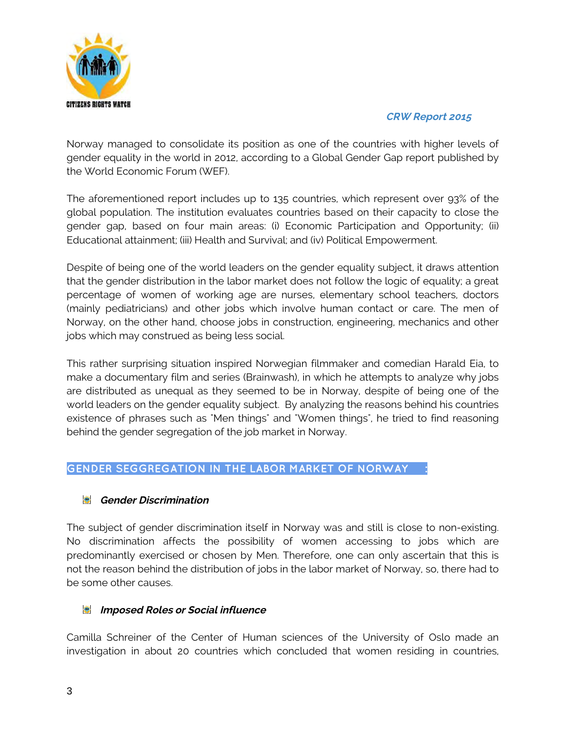Norway managed to consolidate its position as one of the countries with higher levels of gender equality in the world in 2012, according to a Global Gender Gap report published by the World Economic Forum (WEF).

The aforementioned report includes up to 135 countries, which represent over 93% of the global population. The institution evaluates countries based on their capacity to close the gender gap, based on four main areas: (i) Economic Participation and Opportunity; (ii) Educational attainment; (iii) Health and Survival; and (iv) Political Empowerment.

Despite of being one of the world leaders on the gender equality subject, it draws attention that the gender distribution in the labor market does not follow the logic of equality; a great percentage of women of working age are nurses, elementary school teachers, doctors (mainly pediatricians) and other jobs which involve human contact or care. The men of Norway, on the other hand, choose jobs in construction, engineering, mechanics and other jobs which may construed as being less social.

This rather surprising situation inspired Norwegian filmmaker and comedian Harald Eia, to make a documentary film and series (Brainwash), in which he attempts to analyze why jobs are distributed as unequal as they seemed to be in Norway, despite of being one of the world leaders on the gender equality subject. By analyzing the reasons behind his countries existence of phrases such as "Men things" and "Women things", he tried to find reasoning behind the gender segregation of the job market in Norway.

## GENDER SEGGREGATION IN THE LABOR MARKET OF NORWAY :

### *Gender Discrimination*

The subject of gender discrimination itself in Norway was and still is close to non-existing. No discrimination affects the possibility of women accessing to jobs which are predominantly exercised or chosen by Men. Therefore, one can only ascertain that this is not the reason behind the distribution of jobs in the labor market of Norway, so, there had to be some other causes.

### *Imposed Roles or Social influence*

Camilla Schreiner of the Center of Human sciences of the University of Oslo made an investigation in about 20 countries which concluded that women residing in countries,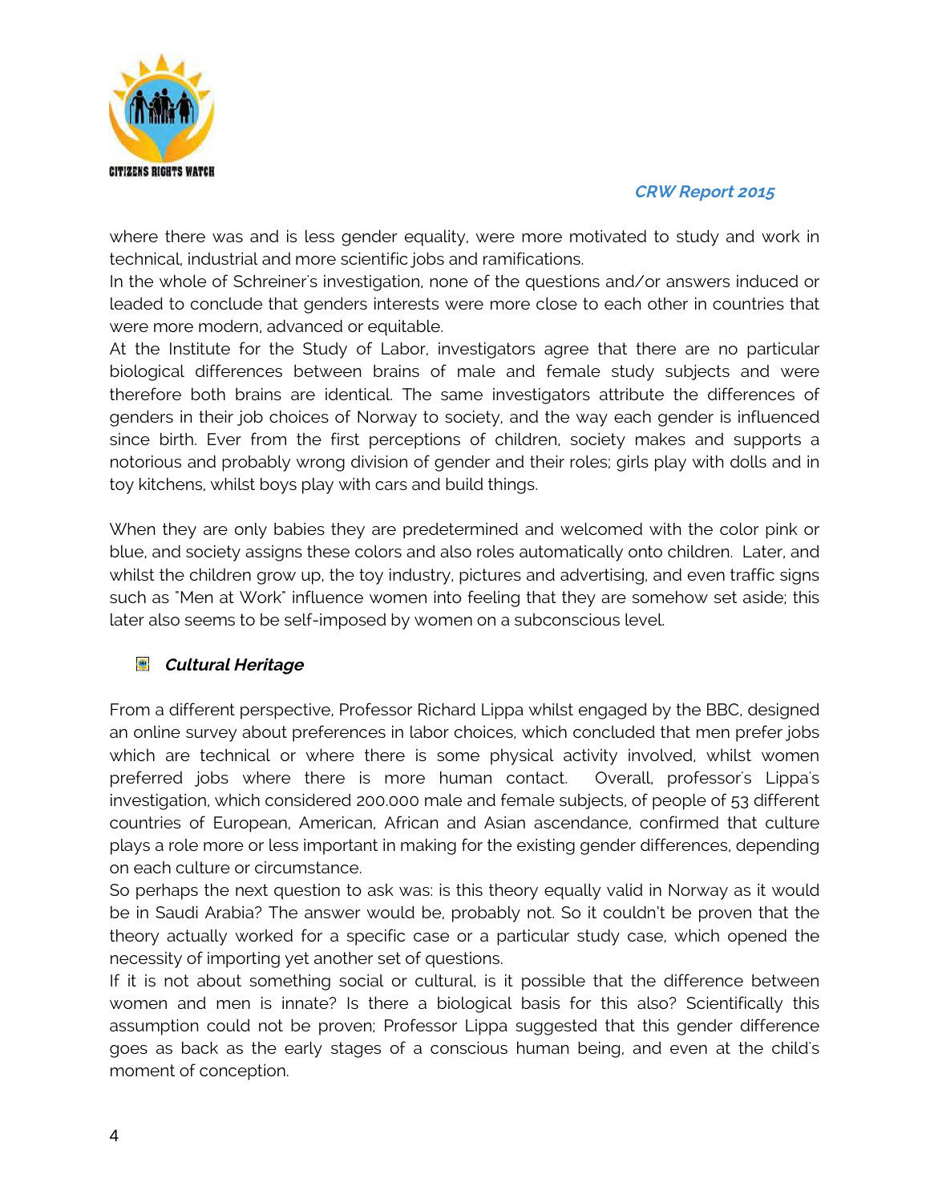where there was and is less gender equality, were more motivated to study and work in technical, industrial and more scientific jobs and ramifications.
In the whole of Schreiner's investigation, none of the questions and/or answers induced or leaded to conclude that genders interests were more close to each other in countries that were more modern, advanced or equitable.
At the Institute for the Study of Labor, investigators agree that there are no particular biological differences between brains of male and female study subjects and were therefore both brains are identical. The same investigators attribute the differences of genders in their job choices of Norway to society, and the way each gender is influenced since birth. Ever from the first perceptions of children, society makes and supports a notorious and probably wrong division of gender and their roles; girls play with dolls and in toy kitchens, whilst boys play with cars and build things.

When they are only babies they are predetermined and welcomed with the color pink or blue, and society assigns these colors and also roles automatically onto children. Later, and whilst the children grow up, the toy industry, pictures and advertising, and even traffic signs such as "Men at Work" influence women into feeling that they are somehow set aside; this later also seems to be self-imposed by women on a subconscious level.

### ***Cultural Heritage***

From a different perspective, Professor Richard Lippa whilst engaged by the BBC, designed an online survey about preferences in labor choices, which concluded that men prefer jobs which are technical or where there is some physical activity involved, whilst women preferred jobs where there is more human contact. Overall, professor's Lippa's investigation, which considered 200.000 male and female subjects, of people of 53 different countries of European, American, African and Asian ascendance, confirmed that culture plays a role more or less important in making for the existing gender differences, depending on each culture or circumstance.
So perhaps the next question to ask was: is this theory equally valid in Norway as it would be in Saudi Arabia? The answer would be, probably not. So it couldn't be proven that the theory actually worked for a specific case or a particular study case, which opened the necessity of importing yet another set of questions.
If it is not about something social or cultural, is it possible that the difference between women and men is innate? Is there a biological basis for this also? Scientifically this assumption could not be proven; Professor Lippa suggested that this gender difference goes as back as the early stages of a conscious human being, and even at the child's moment of conception.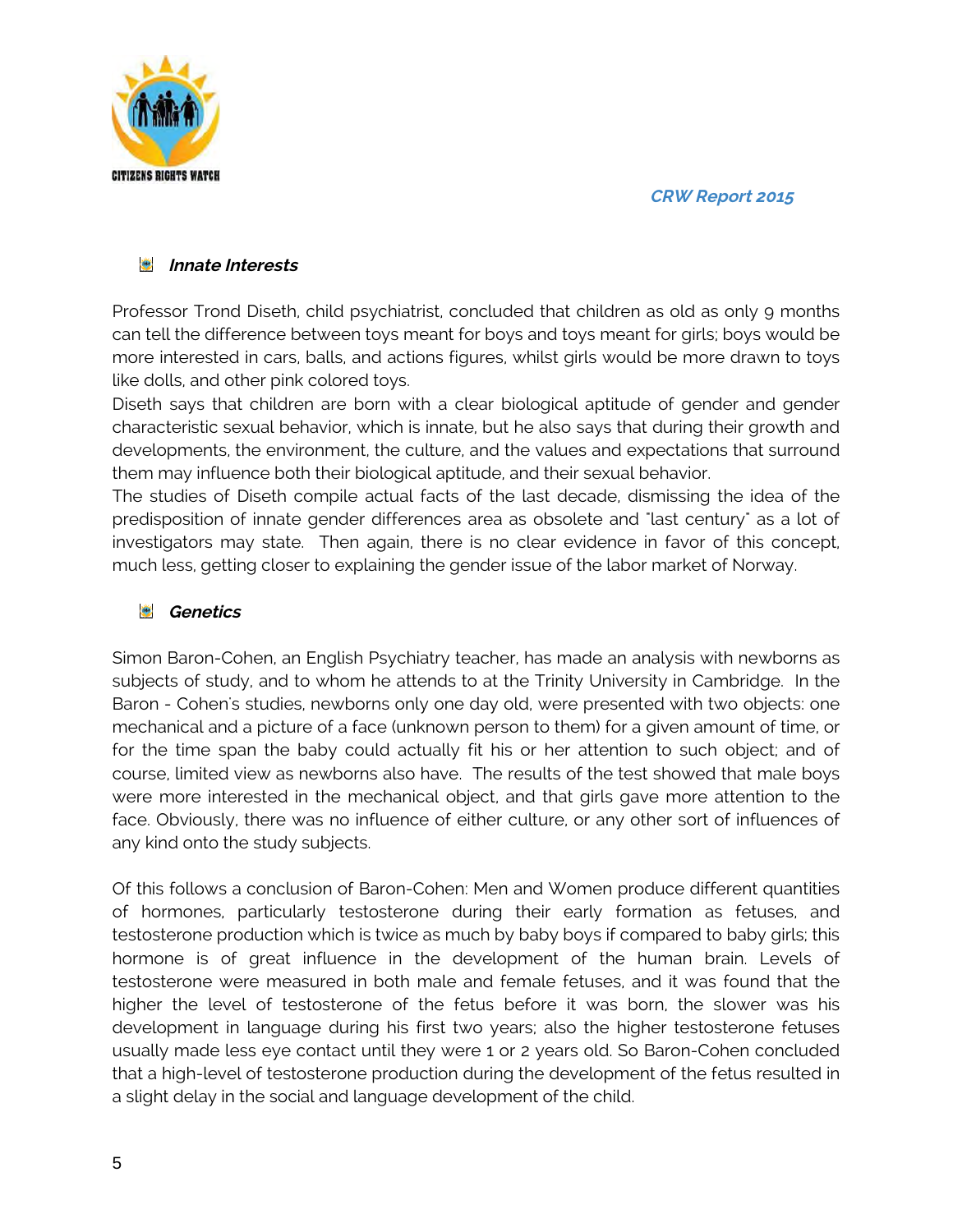### *Innate Interests*

Professor Trond Diseth, child psychiatrist, concluded that children as old as only 9 months can tell the difference between toys meant for boys and toys meant for girls; boys would be more interested in cars, balls, and actions figures, whilst girls would be more drawn to toys like dolls, and other pink colored toys.
Diseth says that children are born with a clear biological aptitude of gender and gender characteristic sexual behavior, which is innate, but he also says that during their growth and developments, the environment, the culture, and the values and expectations that surround them may influence both their biological aptitude, and their sexual behavior.
The studies of Diseth compile actual facts of the last decade, dismissing the idea of the predisposition of innate gender differences area as obsolete and "last century" as a lot of investigators may state. Then again, there is no clear evidence in favor of this concept, much less, getting closer to explaining the gender issue of the labor market of Norway.

### *Genetics*

Simon Baron-Cohen, an English Psychiatry teacher, has made an analysis with newborns as subjects of study, and to whom he attends to at the Trinity University in Cambridge. In the Baron - Cohen's studies, newborns only one day old, were presented with two objects: one mechanical and a picture of a face (unknown person to them) for a given amount of time, or for the time span the baby could actually fit his or her attention to such object; and of course, limited view as newborns also have. The results of the test showed that male boys were more interested in the mechanical object, and that girls gave more attention to the face. Obviously, there was no influence of either culture, or any other sort of influences of any kind onto the study subjects.

Of this follows a conclusion of Baron-Cohen: Men and Women produce different quantities of hormones, particularly testosterone during their early formation as fetuses, and testosterone production which is twice as much by baby boys if compared to baby girls; this hormone is of great influence in the development of the human brain. Levels of testosterone were measured in both male and female fetuses, and it was found that the higher the level of testosterone of the fetus before it was born, the slower was his development in language during his first two years; also the higher testosterone fetuses usually made less eye contact until they were 1 or 2 years old. So Baron-Cohen concluded that a high-level of testosterone production during the development of the fetus resulted in a slight delay in the social and language development of the child.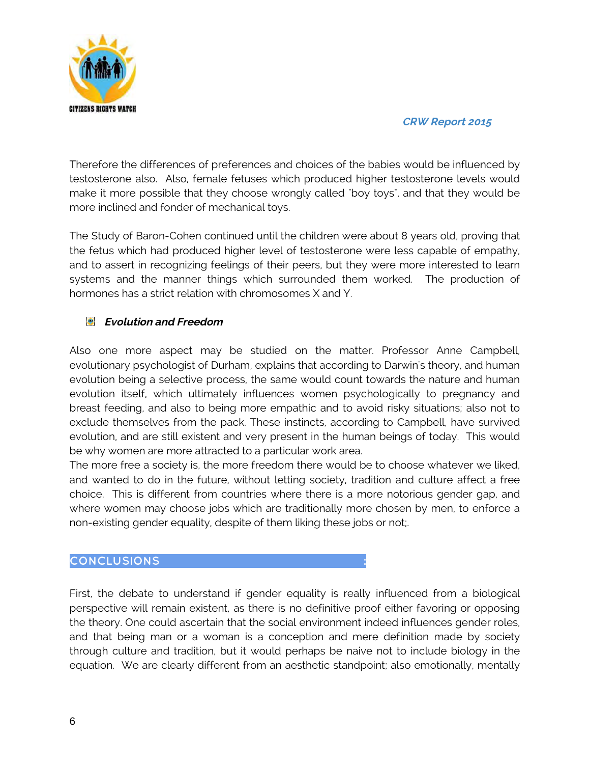Therefore the differences of preferences and choices of the babies would be influenced by testosterone also. Also, female fetuses which produced higher testosterone levels would make it more possible that they choose wrongly called "boy toys", and that they would be more inclined and fonder of mechanical toys.

The Study of Baron-Cohen continued until the children were about 8 years old, proving that the fetus which had produced higher level of testosterone were less capable of empathy, and to assert in recognizing feelings of their peers, but they were more interested to learn systems and the manner things which surrounded them worked. The production of hormones has a strict relation with chromosomes X and Y.

### ***Evolution and Freedom***

Also one more aspect may be studied on the matter. Professor Anne Campbell, evolutionary psychologist of Durham, explains that according to Darwin's theory, and human evolution being a selective process, the same would count towards the nature and human evolution itself, which ultimately influences women psychologically to pregnancy and breast feeding, and also to being more empathic and to avoid risky situations; also not to exclude themselves from the pack. These instincts, according to Campbell, have survived evolution, and are still existent and very present in the human beings of today. This would be why women are more attracted to a particular work area.

The more free a society is, the more freedom there would be to choose whatever we liked, and wanted to do in the future, without letting society, tradition and culture affect a free choice. This is different from countries where there is a more notorious gender gap, and where women may choose jobs which are traditionally more chosen by men, to enforce a non-existing gender equality, despite of them liking these jobs or not;.

## CONCLUSIONS

First, the debate to understand if gender equality is really influenced from a biological perspective will remain existent, as there is no definitive proof either favoring or opposing the theory. One could ascertain that the social environment indeed influences gender roles, and that being man or a woman is a conception and mere definition made by society through culture and tradition, but it would perhaps be naive not to include biology in the equation. We are clearly different from an aesthetic standpoint; also emotionally, mentally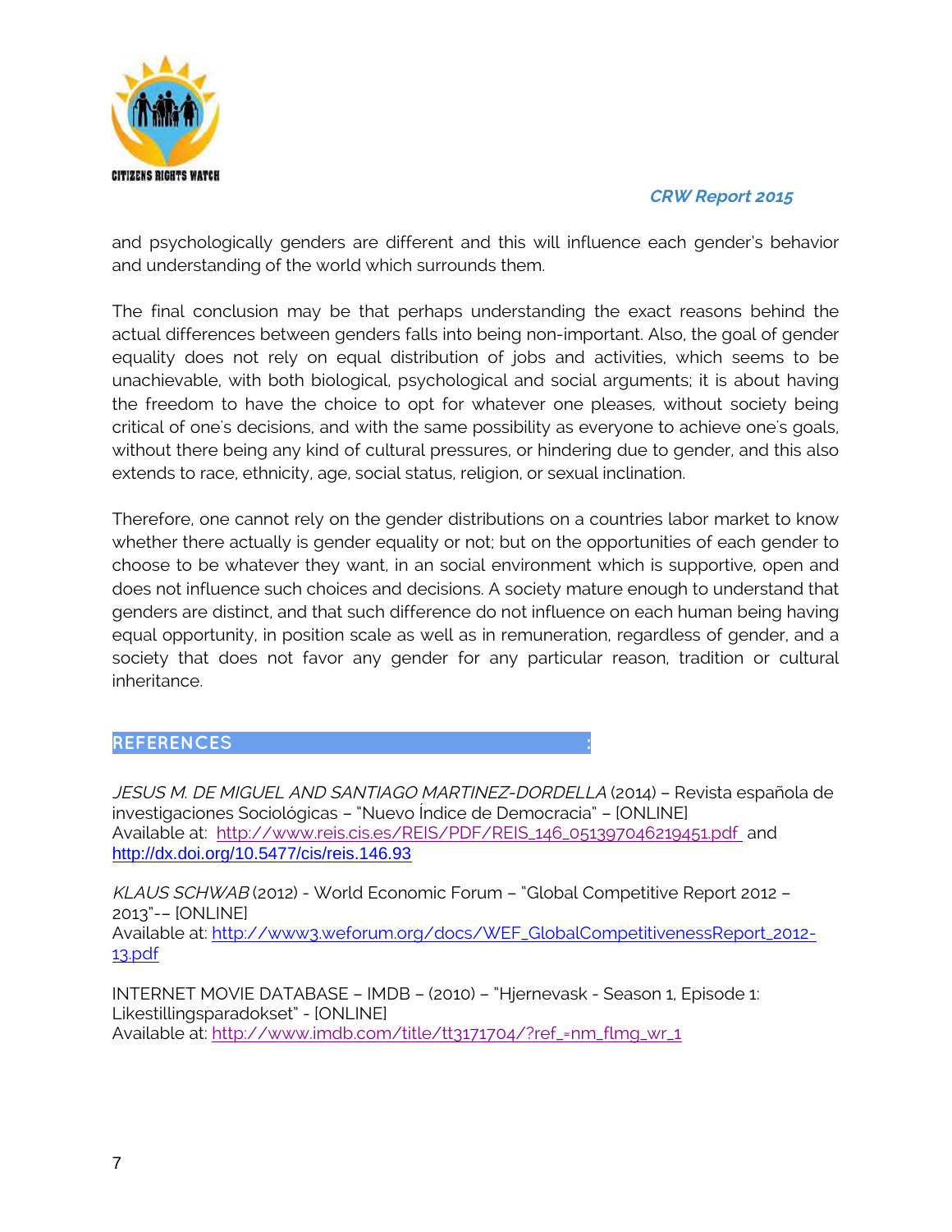and psychologically genders are different and this will influence each gender's behavior and understanding of the world which surrounds them.

The final conclusion may be that perhaps understanding the exact reasons behind the actual differences between genders falls into being non-important. Also, the goal of gender equality does not rely on equal distribution of jobs and activities, which seems to be unachievable, with both biological, psychological and social arguments; it is about having the freedom to have the choice to opt for whatever one pleases, without society being critical of one's decisions, and with the same possibility as everyone to achieve one's goals, without there being any kind of cultural pressures, or hindering due to gender, and this also extends to race, ethnicity, age, social status, religion, or sexual inclination.

Therefore, one cannot rely on the gender distributions on a countries labor market to know whether there actually is gender equality or not; but on the opportunities of each gender to choose to be whatever they want, in an social environment which is supportive, open and does not influence such choices and decisions. A society mature enough to understand that genders are distinct, and that such difference do not influence on each human being having equal opportunity, in position scale as well as in remuneration, regardless of gender, and a society that does not favor any gender for any particular reason, tradition or cultural inheritance.

## REFERENCES

*JESUS M. DE MIGUEL AND SANTIAGO MARTINEZ-DORDELLA* (2014) – Revista española de investigaciones Sociológicas – "Nuevo Índice de Democracia" – [ONLINE]
Available at: http://www.reis.cis.es/REIS/PDF/REIS_146_051397046219451.pdf and http://dx.doi.org/10.5477/cis/reis.146.93

*KLAUS SCHWAB* (2012) - World Economic Forum – "Global Competitive Report 2012 – 2013"-– [ONLINE]
Available at: http://www3.weforum.org/docs/WEF_GlobalCompetitivenessReport_2012-13.pdf

INTERNET MOVIE DATABASE – IMDB – (2010) – "Hjernevask - Season 1, Episode 1: Likestillingsparadokset" - [ONLINE]
Available at: http://www.imdb.com/title/tt3171704/?ref_=nm_flmg_wr_1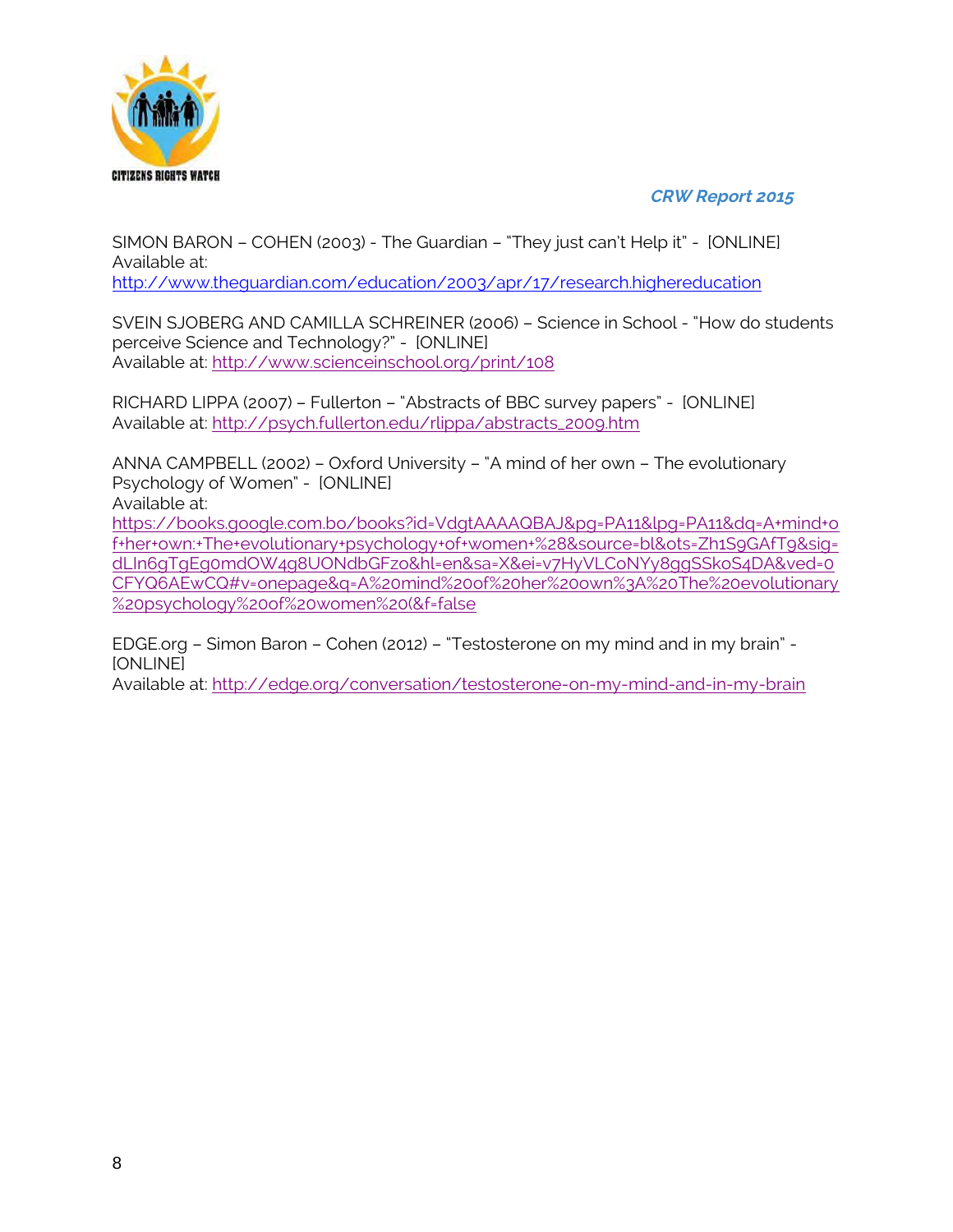SIMON BARON – COHEN (2003) - The Guardian – "They just can't Help it" - [ONLINE]
Available at:
http://www.theguardian.com/education/2003/apr/17/research.highereducation

SVEIN SJOBERG AND CAMILLA SCHREINER (2006) – Science in School - "How do students perceive Science and Technology?" - [ONLINE]
Available at: http://www.scienceinschool.org/print/108

RICHARD LIPPA (2007) – Fullerton – "Abstracts of BBC survey papers" - [ONLINE]
Available at: http://psych.fullerton.edu/rlippa/abstracts_2009.htm

ANNA CAMPBELL (2002) – Oxford University – "A mind of her own – The evolutionary Psychology of Women" - [ONLINE]
Available at:
https://books.google.com.bo/books?id=VdgtAAAAQBAJ&pg=PA11&lpg=PA11&dq=A+mind+of+her+own:+The+evolutionary+psychology+of+women+%28&source=bl&ots=Zh1S9GAfT9&sig=dLln6gTgEg0mdOW4g8UONdbGFzo&hl=en&sa=X&ei=v7HyVLCoNYy8ggSSkoS4DA&ved=0CFYQ6AEwCQ#v=onepage&q=A%20mind%20of%20her%20own%3A%20The%20evolutionary%20psychology%20of%20women%20(&f=false

EDGE.org – Simon Baron – Cohen (2012) – "Testosterone on my mind and in my brain" - [ONLINE]
Available at: http://edge.org/conversation/testosterone-on-my-mind-and-in-my-brain